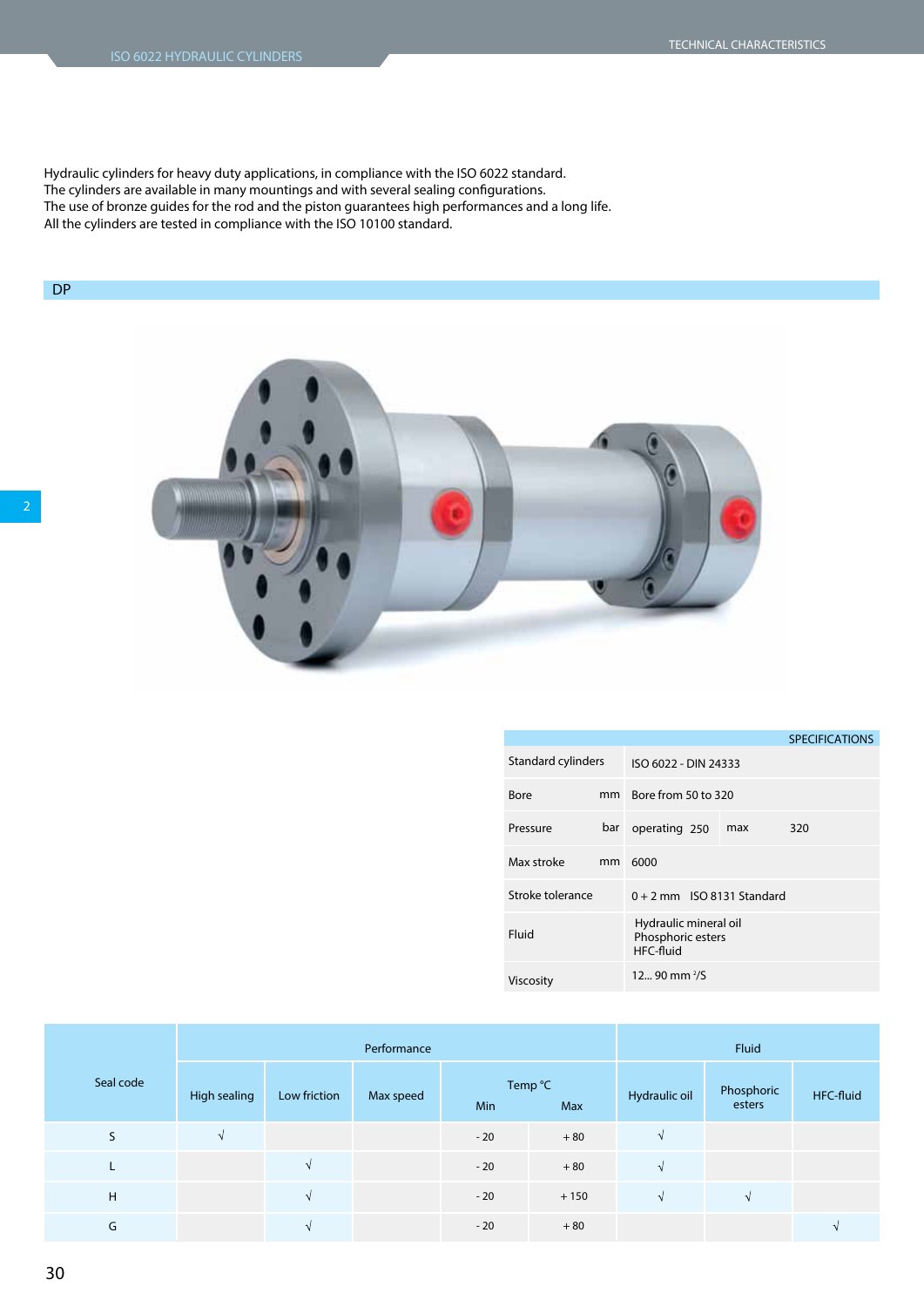Hydraulic cylinders for heavy duty applications, in compliance with the ISO 6022 standard.
The cylinders are available in many mountings and with several sealing configurations.
The use of bronze guides for the rod and the piston guarantees high performances and a long life.
All the cylinders are tested in compliance with the ISO 10100 standard.

## DP

| SPECIFICATIONS | | | | |
|---|---|---|---|---|
| Standard cylinders | | ISO 6022 - DIN 24333 | | |
| Bore | mm | Bore from 50 to 320 | | |
| Pressure | bar | operating 250 | max | 320 |
| Max stroke | mm | 6000 | | |
| Stroke tolerance | | 0 + 2 mm ISO 8131 Standard | | |
| Fluid | | Hydraulic mineral oil<br>Phosphoric esters<br>HFC-fluid | | |
| Viscosity | | 12... 90 mm $^2$/S | | |

| Seal code | Performance | | | | | Fluid | | |
|---|---|---|---|---|---|---|---|---|
| | High sealing | Low friction | Max speed | Temp °C Min | Temp °C Max | Hydraulic oil | Phosphoric esters | HFC-fluid |
| S | √ | | | - 20 | + 80 | √ | | |
| L | | √ | | - 20 | + 80 | √ | | |
| H | | √ | | - 20 | + 150 | √ | √ | |
| G | | √ | | - 20 | + 80 | | | √ |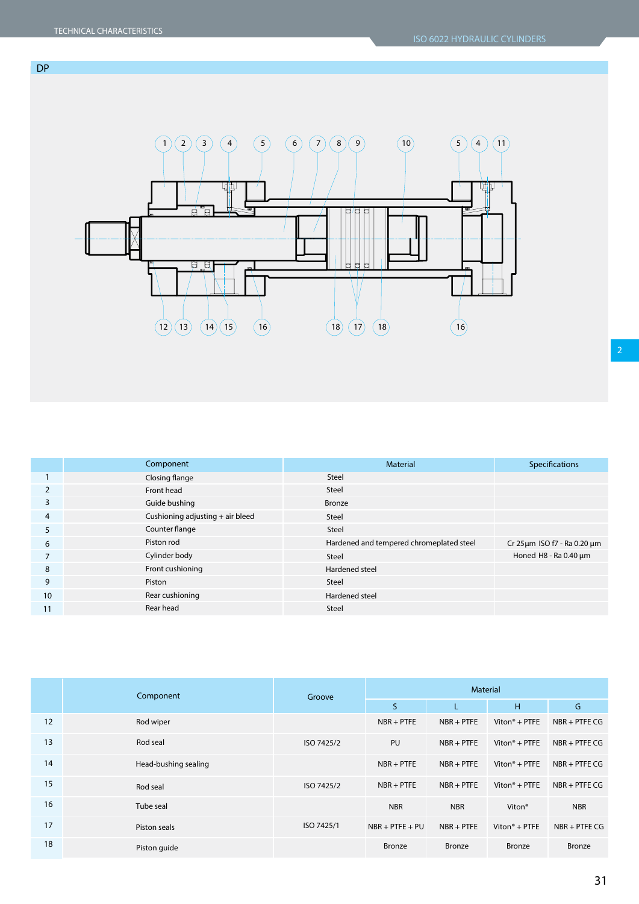## DP

| | Component | Material | Specifications |
|---|---|---|---|
| 1 | Closing flange | Steel | |
| 2 | Front head | Steel | |
| 3 | Guide bushing | Bronze | |
| 4 | Cushioning adjusting + air bleed | Steel | |
| 5 | Counter flange | Steel | |
| 6 | Piston rod | Hardened and tempered chromeplated steel | Cr 25µm ISO f7 - Ra 0.20 µm |
| 7 | Cylinder body | Steel | Honed H8 - Ra 0.40 µm |
| 8 | Front cushioning | Hardened steel | |
| 9 | Piston | Steel | |
| 10 | Rear cushioning | Hardened steel | |
| 11 | Rear head | Steel | |

| | Component | Groove | Material | | | |
|---|---|---|---|---|---|---|
| | | | S | L | H | G |
| 12 | Rod wiper | | NBR + PTFE | NBR + PTFE | Viton® + PTFE | NBR + PTFE CG |
| 13 | Rod seal | ISO 7425/2 | PU | NBR + PTFE | Viton® + PTFE | NBR + PTFE CG |
| 14 | Head-bushing sealing | | NBR + PTFE | NBR + PTFE | Viton® + PTFE | NBR + PTFE CG |
| 15 | Rod seal | ISO 7425/2 | NBR + PTFE | NBR + PTFE | Viton® + PTFE | NBR + PTFE CG |
| 16 | Tube seal | | NBR | NBR | Viton® | NBR |
| 17 | Piston seals | ISO 7425/1 | NBR + PTFE + PU | NBR + PTFE | Viton® + PTFE | NBR + PTFE CG |
| 18 | Piston guide | | Bronze | Bronze | Bronze | Bronze |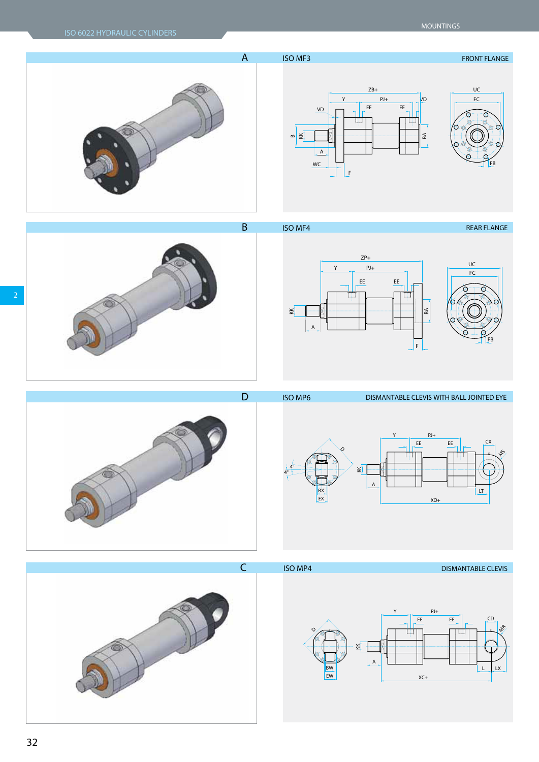## A — ISO MF3 — FRONT FLANGE

## B — ISO MF4 — REAR FLANGE

## D — ISO MP6 — DISMANTABLE CLEVIS WITH BALL JOINTED EYE

## C — ISO MP4 — DISMANTABLE CLEVIS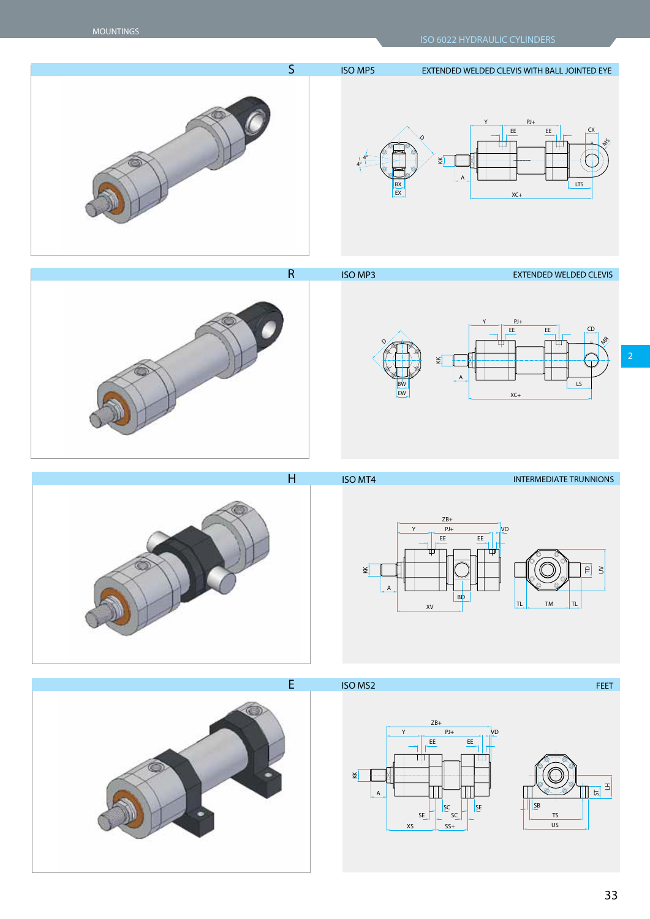## S — ISO MP5 — EXTENDED WELDED CLEVIS WITH BALL JOINTED EYE

## R — ISO MP3 — EXTENDED WELDED CLEVIS

## H — ISO MT4 — INTERMEDIATE TRUNNIONS

## E — ISO MS2 — FEET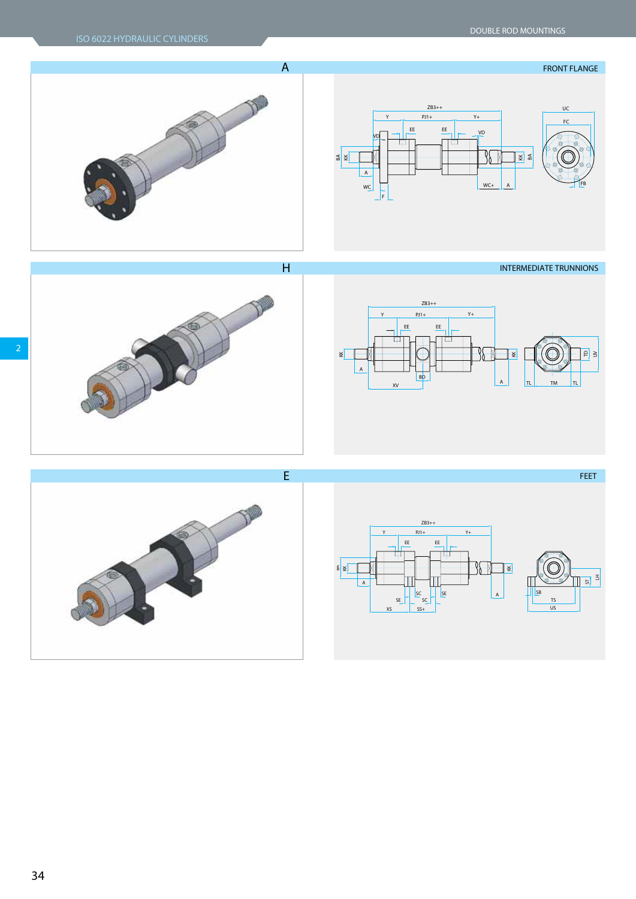## A — FRONT FLANGE

## H — INTERMEDIATE TRUNNIONS

## E — FEET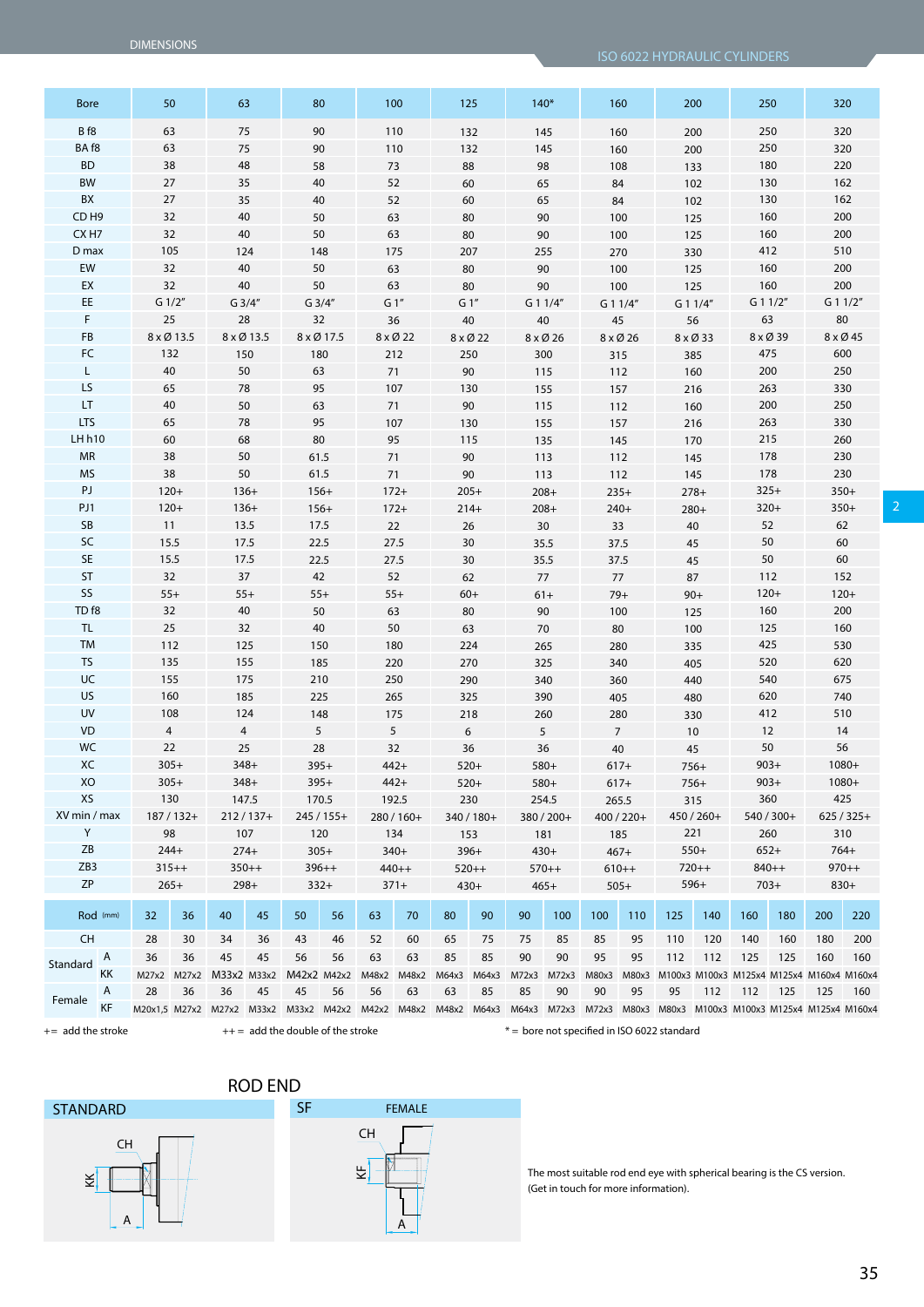DIMENSIONS

ISO 6022 HYDRAULIC CYLINDERS

| Bore | 50 | 63 | 80 | 100 | 125 | 140* | 160 | 200 | 250 | 320 |
|---|---|---|---|---|---|---|---|---|---|---|
| B f8 | 63 | 75 | 90 | 110 | 132 | 145 | 160 | 200 | 250 | 320 |
| BA f8 | 63 | 75 | 90 | 110 | 132 | 145 | 160 | 200 | 250 | 320 |
| BD | 38 | 48 | 58 | 73 | 88 | 98 | 108 | 133 | 180 | 220 |
| BW | 27 | 35 | 40 | 52 | 60 | 65 | 84 | 102 | 130 | 162 |
| BX | 27 | 35 | 40 | 52 | 60 | 65 | 84 | 102 | 130 | 162 |
| CD H9 | 32 | 40 | 50 | 63 | 80 | 90 | 100 | 125 | 160 | 200 |
| CX H7 | 32 | 40 | 50 | 63 | 80 | 90 | 100 | 125 | 160 | 200 |
| D max | 105 | 124 | 148 | 175 | 207 | 255 | 270 | 330 | 412 | 510 |
| EW | 32 | 40 | 50 | 63 | 80 | 90 | 100 | 125 | 160 | 200 |
| EX | 32 | 40 | 50 | 63 | 80 | 90 | 100 | 125 | 160 | 200 |
| EE | G 1/2" | G 3/4" | G 3/4" | G 1" | G 1" | G 1 1/4" | G 1 1/4" | G 1 1/4" | G 1 1/2" | G 1 1/2" |
| F | 25 | 28 | 32 | 36 | 40 | 40 | 45 | 56 | 63 | 80 |
| FB | 8 x Ø 13.5 | 8 x Ø 13.5 | 8 x Ø 17.5 | 8 x Ø 22 | 8 x Ø 22 | 8 x Ø 26 | 8 x Ø 26 | 8 x Ø 33 | 8 x Ø 39 | 8 x Ø 45 |
| FC | 132 | 150 | 180 | 212 | 250 | 300 | 315 | 385 | 475 | 600 |
| L | 40 | 50 | 63 | 71 | 90 | 115 | 112 | 160 | 200 | 250 |
| LS | 65 | 78 | 95 | 107 | 130 | 155 | 157 | 216 | 263 | 330 |
| LT | 40 | 50 | 63 | 71 | 90 | 115 | 112 | 160 | 200 | 250 |
| LTS | 65 | 78 | 95 | 107 | 130 | 155 | 157 | 216 | 263 | 330 |
| LH h10 | 60 | 68 | 80 | 95 | 115 | 135 | 145 | 170 | 215 | 260 |
| MR | 38 | 50 | 61.5 | 71 | 90 | 113 | 112 | 145 | 178 | 230 |
| MS | 38 | 50 | 61.5 | 71 | 90 | 113 | 112 | 145 | 178 | 230 |
| PJ | 120+ | 136+ | 156+ | 172+ | 205+ | 208+ | 235+ | 278+ | 325+ | 350+ |
| PJ1 | 120+ | 136+ | 156+ | 172+ | 214+ | 208+ | 240+ | 280+ | 320+ | 350+ |
| SB | 11 | 13.5 | 17.5 | 22 | 26 | 30 | 33 | 40 | 52 | 62 |
| SC | 15.5 | 17.5 | 22.5 | 27.5 | 30 | 35.5 | 37.5 | 45 | 50 | 60 |
| SE | 15.5 | 17.5 | 22.5 | 27.5 | 30 | 35.5 | 37.5 | 45 | 50 | 60 |
| ST | 32 | 37 | 42 | 52 | 62 | 77 | 77 | 87 | 112 | 152 |
| SS | 55+ | 55+ | 55+ | 55+ | 60+ | 61+ | 79+ | 90+ | 120+ | 120+ |
| TD f8 | 32 | 40 | 50 | 63 | 80 | 90 | 100 | 125 | 160 | 200 |
| TL | 25 | 32 | 40 | 50 | 63 | 70 | 80 | 100 | 125 | 160 |
| TM | 112 | 125 | 150 | 180 | 224 | 265 | 280 | 335 | 425 | 530 |
| TS | 135 | 155 | 185 | 220 | 270 | 325 | 340 | 405 | 520 | 620 |
| UC | 155 | 175 | 210 | 250 | 290 | 340 | 360 | 440 | 540 | 675 |
| US | 160 | 185 | 225 | 265 | 325 | 390 | 405 | 480 | 620 | 740 |
| UV | 108 | 124 | 148 | 175 | 218 | 260 | 280 | 330 | 412 | 510 |
| VD | 4 | 4 | 5 | 5 | 6 | 5 | 7 | 10 | 12 | 14 |
| WC | 22 | 25 | 28 | 32 | 36 | 36 | 40 | 45 | 50 | 56 |
| XC | 305+ | 348+ | 395+ | 442+ | 520+ | 580+ | 617+ | 756+ | 903+ | 1080+ |
| XO | 305+ | 348+ | 395+ | 442+ | 520+ | 580+ | 617+ | 756+ | 903+ | 1080+ |
| XS | 130 | 147.5 | 170.5 | 192.5 | 230 | 254.5 | 265.5 | 315 | 360 | 425 |
| XV min / max | 187 / 132+ | 212 / 137+ | 245 / 155+ | 280 / 160+ | 340 / 180+ | 380 / 200+ | 400 / 220+ | 450 / 260+ | 540 / 300+ | 625 / 325+ |
| Y | 98 | 107 | 120 | 134 | 153 | 181 | 185 | 221 | 260 | 310 |
| ZB | 244+ | 274+ | 305+ | 340+ | 396+ | 430+ | 467+ | 550+ | 652+ | 764+ |
| ZB3 | 315++ | 350++ | 396++ | 440++ | 520++ | 570++ | 610++ | 720++ | 840++ | 970++ |
| ZP | 265+ | 298+ | 332+ | 371+ | 430+ | 465+ | 505+ | 596+ | 703+ | 830+ |

| Rod (mm) | | 32 | 36 | 40 | 45 | 50 | 56 | 63 | 70 | 80 | 90 | 90 | 100 | 100 | 110 | 125 | 140 | 160 | 180 | 200 | 220 |
|---|---|---|---|---|---|---|---|---|---|---|---|---|---|---|---|---|---|---|---|---|---|
| CH | | 28 | 30 | 34 | 36 | 43 | 46 | 52 | 60 | 65 | 75 | 75 | 85 | 85 | 95 | 110 | 120 | 140 | 160 | 180 | 200 |
| Standard | A | 36 | 36 | 45 | 45 | 56 | 56 | 63 | 63 | 85 | 85 | 90 | 90 | 95 | 95 | 112 | 112 | 125 | 125 | 160 | 160 |
| | KK | M27x2 | M27x2 | M33x2 | M33x2 | M42x2 | M42x2 | M48x2 | M48x2 | M64x3 | M64x3 | M72x3 | M72x3 | M80x3 | M80x3 | M100x3 | M100x3 | M125x4 | M125x4 | M160x4 | M160x4 |
| Female | A | 28 | 36 | 36 | 45 | 45 | 56 | 56 | 63 | 63 | 85 | 85 | 90 | 90 | 95 | 95 | 112 | 112 | 125 | 125 | 160 |
| | KF | M20x1,5 | M27x2 | M27x2 | M33x2 | M33x2 | M42x2 | M42x2 | M48x2 | M48x2 | M64x3 | M64x3 | M72x3 | M72x3 | M80x3 | M80x3 | M100x3 | M100x3 | M125x4 | M125x4 | M160x4 |

+= add the stroke  ++ = add the double of the stroke  * = bore not specified in ISO 6022 standard

## ROD END

**STANDARD** | **SF** FEMALE

The most suitable rod end eye with spherical bearing is the CS version.
(Get in touch for more information).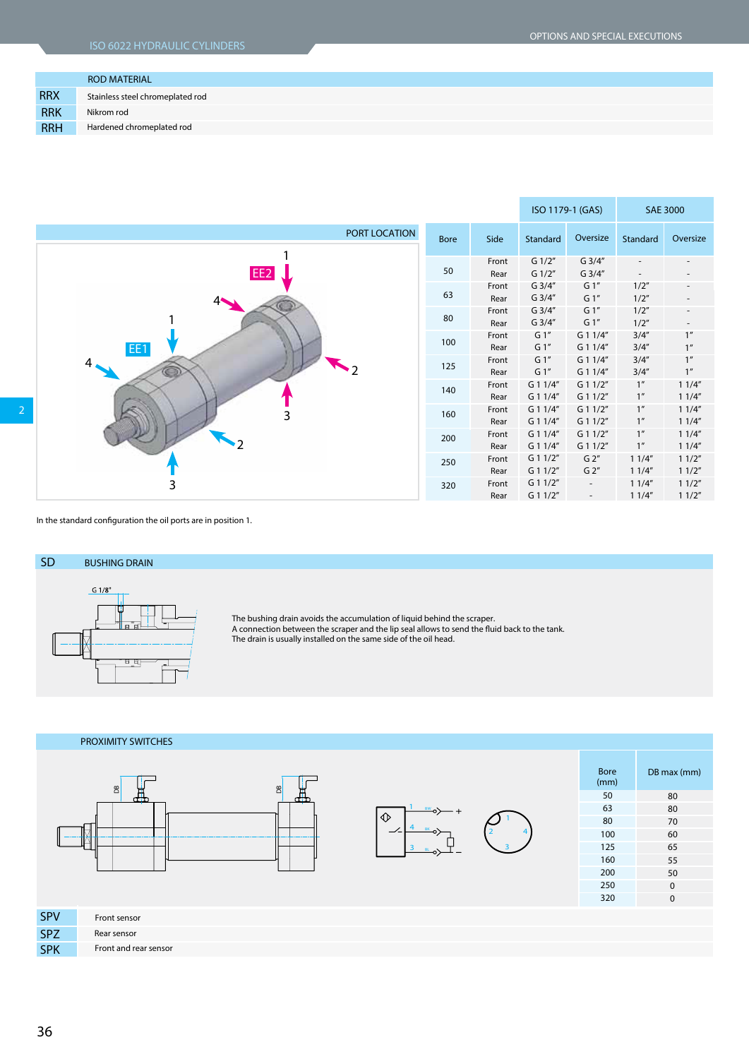## ROD MATERIAL

| | ROD MATERIAL |
|---|---|
| RRX | Stainless steel chromeplated rod |
| RRK | Nikrom rod |
| RRH | Hardened chromeplated rod |

## PORT LOCATION

| Bore | Side | ISO 1179-1 (GAS) Standard | ISO 1179-1 (GAS) Oversize | SAE 3000 Standard | SAE 3000 Oversize |
|---|---|---|---|---|---|
| 50 | Front | G 1/2” | G 3/4” | - | - |
| | Rear | G 1/2” | G 3/4” | - | - |
| 63 | Front | G 3/4” | G 1” | 1/2” | - |
| | Rear | G 3/4” | G 1” | 1/2” | - |
| 80 | Front | G 3/4” | G 1” | 1/2” | - |
| | Rear | G 3/4” | G 1” | 1/2” | - |
| 100 | Front | G 1” | G 1 1/4” | 3/4” | 1” |
| | Rear | G 1” | G 1 1/4” | 3/4” | 1” |
| 125 | Front | G 1” | G 1 1/4” | 3/4” | 1” |
| | Rear | G 1” | G 1 1/4” | 3/4” | 1” |
| 140 | Front | G 1 1/4” | G 1 1/2” | 1” | 1 1/4” |
| | Rear | G 1 1/4” | G 1 1/2” | 1” | 1 1/4” |
| 160 | Front | G 1 1/4” | G 1 1/2” | 1” | 1 1/4” |
| | Rear | G 1 1/4” | G 1 1/2” | 1” | 1 1/4” |
| 200 | Front | G 1 1/4” | G 1 1/2” | 1” | 1 1/4” |
| | Rear | G 1 1/4” | G 1 1/2” | 1” | 1 1/4” |
| 250 | Front | G 1 1/2” | G 2” | 1 1/4” | 1 1/2” |
| | Rear | G 1 1/2” | G 2” | 1 1/4” | 1 1/2” |
| 320 | Front | G 1 1/2” | - | 1 1/4” | 1 1/2” |
| | Rear | G 1 1/2” | - | 1 1/4” | 1 1/2” |

In the standard configuration the oil ports are in position 1.

## SD BUSHING DRAIN

G 1/8”

The bushing drain avoids the accumulation of liquid behind the scraper.
A connection between the scraper and the lip seal allows to send the fluid back to the tank.
The drain is usually installed on the same side of the oil head.

## PROXIMITY SWITCHES

| Bore (mm) | DB max (mm) |
|---|---|
| 50 | 80 |
| 63 | 80 |
| 80 | 70 |
| 100 | 60 |
| 125 | 65 |
| 160 | 55 |
| 200 | 50 |
| 250 | 0 |
| 320 | 0 |

| | |
|---|---|
| SPV | Front sensor |
| SPZ | Rear sensor |
| SPK | Front and rear sensor |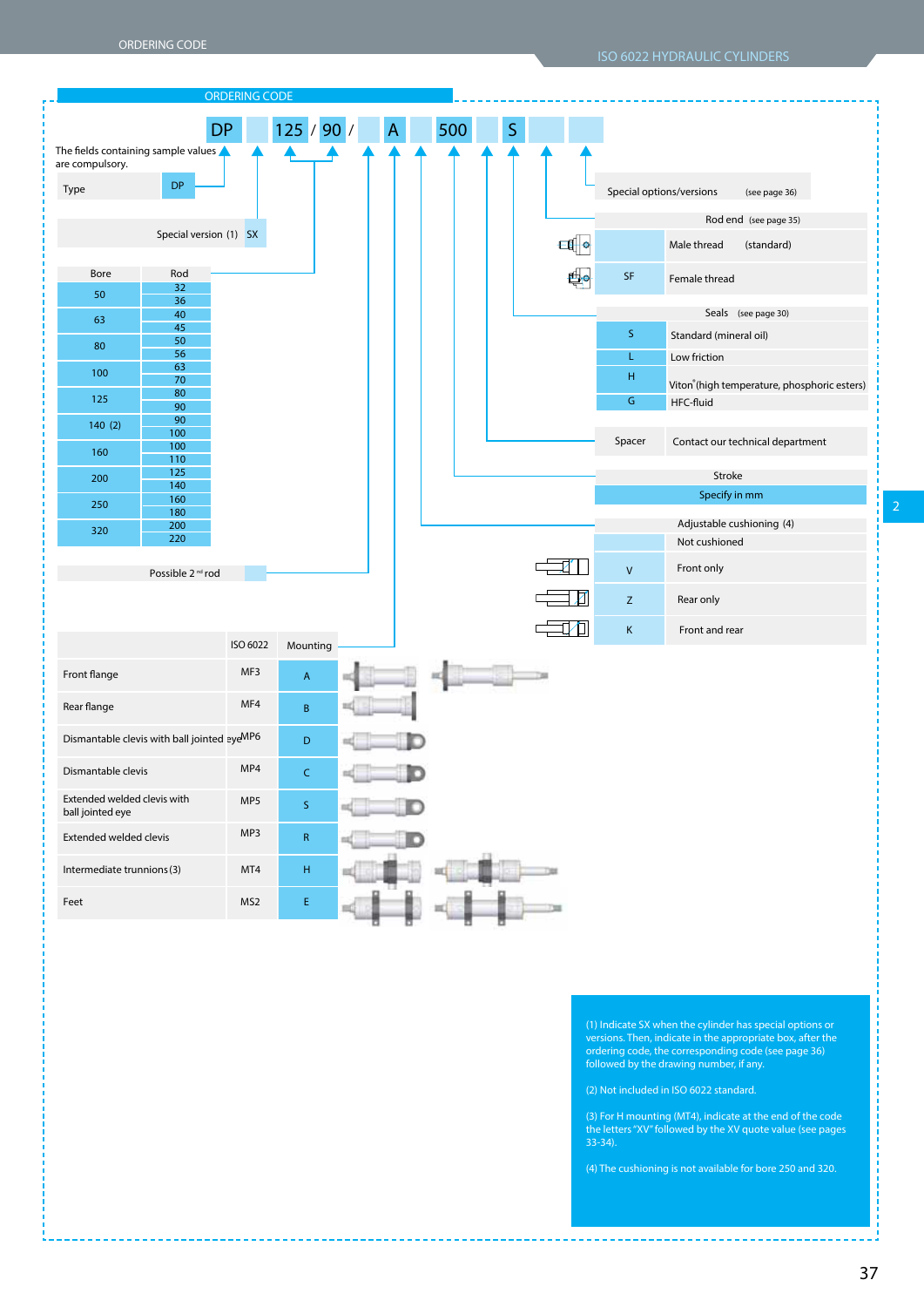## ORDERING CODE

| DP | | 125 / 90 / | | A | | 500 | | S | | |
|---|---|---|---|---|---|---|---|---|---|---|

The fields containing sample values are compulsory.

| Type | DP |
|---|---|

| Special version (1) | SX |
|---|---|

| Bore | Rod |
|---|---|
| 50 | 32 |
| | 36 |
| 63 | 40 |
| | 45 |
| 80 | 50 |
| | 56 |
| 100 | 63 |
| | 70 |
| 125 | 80 |
| | 90 |
| 140 (2) | 90 |
| | 100 |
| 160 | 100 |
| | 110 |
| 200 | 125 |
| | 140 |
| 250 | 160 |
| | 180 |
| 320 | 200 |
| | 220 |

| Possible 2nd rod | |
|---|---|

| | ISO 6022 | Mounting |
|---|---|---|
| Front flange | MF3 | A |
| Rear flange | MF4 | B |
| Dismantable clevis with ball jointed eye | MP6 | D |
| Dismantable clevis | MP4 | C |
| Extended welded clevis with ball jointed eye | MP5 | S |
| Extended welded clevis | MP3 | R |
| Intermediate trunnions (3) | MT4 | H |
| Feet | MS2 | E |

**Special options/versions** (see page 36)

**Rod end** (see page 35)

| | |
|---|---|
| | Male thread (standard) |
| SF | Female thread |

**Seals** (see page 30)

| | |
|---|---|
| S | Standard (mineral oil) |
| L | Low friction |
| H | Viton®(high temperature, phosphoric esters) |
| G | HFC-fluid |

| Spacer | Contact our technical department |
|---|---|

**Stroke**

Specify in mm

**Adjustable cushioning (4)**

| | |
|---|---|
| | Not cushioned |
| V | Front only |
| Z | Rear only |
| K | Front and rear |

(1) Indicate SX when the cylinder has special options or versions. Then, indicate in the appropriate box, after the ordering code, the corresponding code (see page 36) followed by the drawing number, if any.

(2) Not included in ISO 6022 standard.

(3) For H mounting (MT4), indicate at the end of the code the letters "XV" followed by the XV quote value (see pages 33-34).

(4) The cushioning is not available for bore 250 and 320.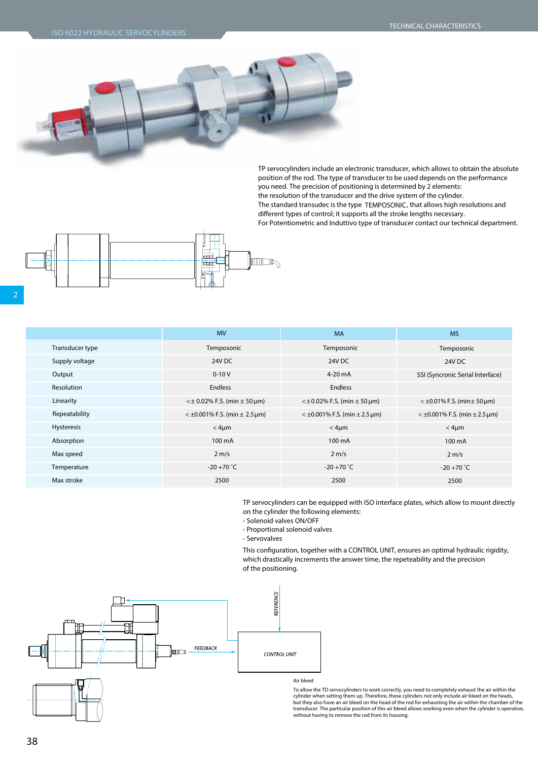TP servocylinders include an electronic transducer, which allows to obtain the absolute position of the rod. The type of transducer to be used depends on the performance you need. The precision of positioning is determined by 2 elements:
the resolution of the transducer and the drive system of the cylinder.
The standard transudec is the type TEMPOSONIC, that allows high resolutions and different types of control; it supports all the stroke lengths necessary.
For Potentiometric and Induttivo type of transducer contact our technical department.

| | MV | MA | MS |
|---|---|---|---|
| Transducer type | Temposonic | Temposonic | Temposonic |
| Supply voltage | 24V DC | 24V DC | 24V DC |
| Output | 0-10 V | 4-20 mA | SSI (Syncronic Serial Interface) |
| Resolution | Endless | Endless | |
| Linearity | <± 0.02% F.S. (min ± 50 µm) | <±0.02% F.S. (min ± 50 µm) | < ±0.01% F.S. (min± 50 µm) |
| Repeatability | < ±0.001% F.S. (min ± 2.5 µm) | < ±0.001% F.S. (min ± 2.5 µm) | < ±0.001% F.S. (min ± 2.5 µm) |
| Hysteresis | < 4µm | < 4µm | < 4µm |
| Absorption | 100 mA | 100 mA | 100 mA |
| Max speed | 2 m/s | 2 m/s | 2 m/s |
| Temperature | -20 +70 °C | -20 +70 °C | -20 +70 °C |
| Max stroke | 2500 | 2500 | 2500 |

TP servocylinders can be equipped with ISO interface plates, which allow to mount directly on the cylinder the following elements:
- Solenoid valves ON/OFF
- Proportional solenoid valves
- Servovalves

This configuration, together with a CONTROL UNIT, ensures an optimal hydraulic rigidity, which drastically increments the answer time, the repeteability and the precision of the positioning.

REFERENCE

FEEDBACK

CONTROL UNIT

Air bleed

To allow the TD servocylinders to work correctly, you need to completely exhaust the air within the cylinder when setting them up. Therefore, these cylinders not only include air bleed on the heads, but they also have an air bleed on the head of the rod for exhausting the air within the chamber of the transducer. The particular position of this air bleed allows working even when the cylinder is operative, without having to remove the rod from its housing.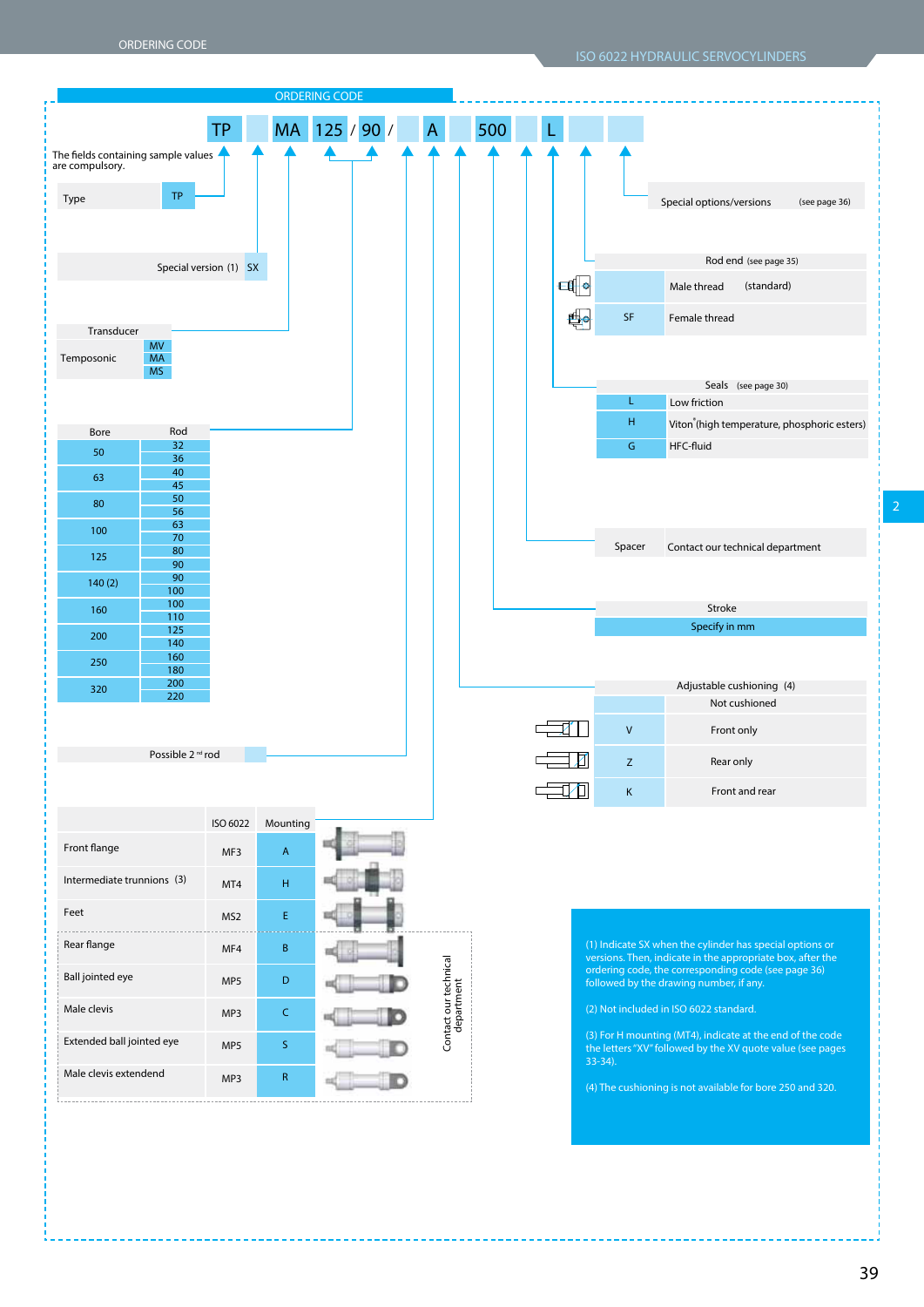## ORDERING CODE

| TP | | MA | 125 | / | 90 | / | | A | | 500 | | L | | |
|---|---|---|---|---|---|---|---|---|---|---|---|---|---|---|

The fields containing sample values are compulsory.

| Type | TP |
|---|---|

| Special version (1) | SX |
|---|---|

| Transducer | |
|---|---|
| Temposonic | MV |
| | MA |
| | MS |

| Bore | Rod |
|---|---|
| 50 | 32 |
| | 36 |
| 63 | 40 |
| | 45 |
| 80 | 50 |
| | 56 |
| 100 | 63 |
| | 70 |
| 125 | 80 |
| | 90 |
| 140 (2) | 90 |
| | 100 |
| 160 | 100 |
| | 110 |
| 200 | 125 |
| | 140 |
| 250 | 160 |
| | 180 |
| 320 | 200 |
| | 220 |

Possible 2nd rod

| | ISO 6022 | Mounting |
|---|---|---|
| Front flange | MF3 | A |
| Intermediate trunnions (3) | MT4 | H |
| Feet | MS2 | E |
| Rear flange | MF4 | B |
| Ball jointed eye | MP5 | D |
| Male clevis | MP3 | C |
| Extended ball jointed eye | MP5 | S |
| Male clevis extendend | MP3 | R |

Contact our technical department

| Adjustable cushioning (4) | |
|---|---|
| | Not cushioned |
| V | Front only |
| Z | Rear only |
| K | Front and rear |

| Stroke |
|---|
| Specify in mm |

| Spacer | Contact our technical department |
|---|---|

| Seals (see page 30) | |
|---|---|
| L | Low friction |
| H | Viton® (high temperature, phosphoric esters) |
| G | HFC-fluid |

| Rod end (see page 35) | |
|---|---|
| | Male thread (standard) |
| SF | Female thread |

Special options/versions (see page 36)

(1) Indicate SX when the cylinder has special options or versions. Then, indicate in the appropriate box, after the ordering code, the corresponding code (see page 36) followed by the drawing number, if any.

(2) Not included in ISO 6022 standard.

(3) For H mounting (MT4), indicate at the end of the code the letters "XV" followed by the XV quote value (see pages 33-34).

(4) The cushioning is not available for bore 250 and 320.